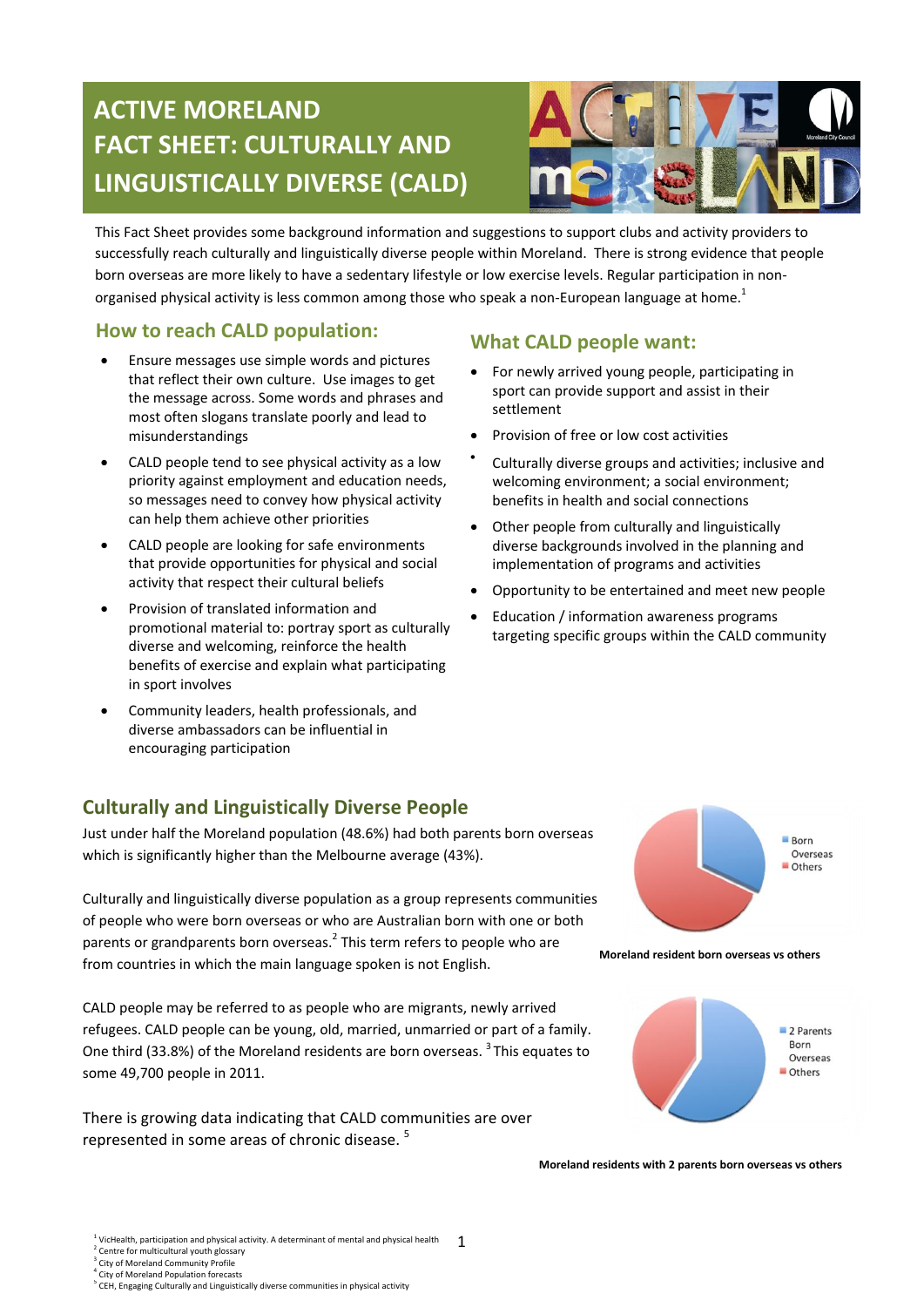# ACTIVE MORELAND FACT SHEET: CULTURALLY AND LINGUISTICALLY DIVERSE (CALD)

This Fact Sheet provides some background information and suggestions to support clubs and activity providers to successfully reach culturally and linguistically diverse people within Moreland. There is strong evidence that people born overseas are more likely to have a sedentary lifestyle or low exercise levels. Regular participation in non-organised physical activity is less common among those who speak a non-European language at home.[1]

## How to reach CALD population:

- Ensure messages use simple words and pictures that reflect their own culture. Use images to get the message across. Some words and phrases and most often slogans translate poorly and lead to misunderstandings
- CALD people tend to see physical activity as a low priority against employment and education needs, so messages need to convey how physical activity can help them achieve other priorities
- CALD people are looking for safe environments that provide opportunities for physical and social activity that respect their cultural beliefs
- Provision of translated information and promotional material to: portray sport as culturally diverse and welcoming, reinforce the health benefits of exercise and explain what participating in sport involves
- Community leaders, health professionals, and diverse ambassadors can be influential in encouraging participation

## What CALD people want:

- For newly arrived young people, participating in sport can provide support and assist in their settlement
- Provision of free or low cost activities
- Culturally diverse groups and activities; inclusive and welcoming environment; a social environment; benefits in health and social connections
- Other people from culturally and linguistically diverse backgrounds involved in the planning and implementation of programs and activities
- Opportunity to be entertained and meet new people
- Education / information awareness programs targeting specific groups within the CALD community

## Culturally and Linguistically Diverse People

Just under half the Moreland population (48.6%) had both parents born overseas which is significantly higher than the Melbourne average (43%).

Culturally and linguistically diverse population as a group represents communities of people who were born overseas or who are Australian born with one or both parents or grandparents born overseas.[2] This term refers to people who are from countries in which the main language spoken is not English.

CALD people may be referred to as people who are migrants, newly arrived refugees. CALD people can be young, old, married, unmarried or part of a family. One third (33.8%) of the Moreland residents are born overseas. [3] This equates to some 49,700 people in 2011.

There is growing data indicating that CALD communities are over represented in some areas of chronic disease. [5]

Born Overseas / Others

**Moreland resident born overseas vs others**

2 Parents Born Overseas / Others

**Moreland residents with 2 parents born overseas vs others**

---

[1] VicHealth, participation and physical activity. A determinant of mental and physical health
[2] Centre for multicultural youth glossary
[3] City of Moreland Community Profile
[4] City of Moreland Population forecasts
[5] CEH, Engaging Culturally and Linguistically diverse communities in physical activity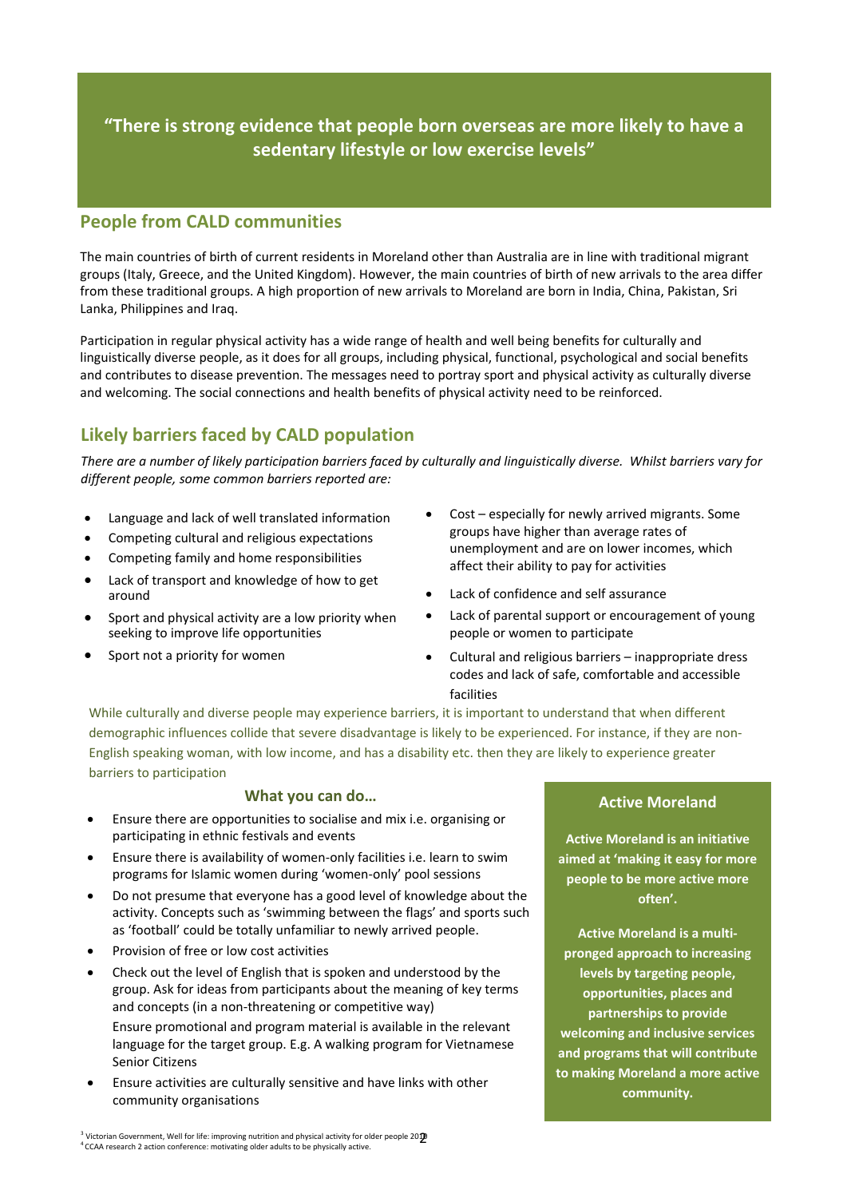**“There is strong evidence that people born overseas are more likely to have a sedentary lifestyle or low exercise levels”**

## People from CALD communities

The main countries of birth of current residents in Moreland other than Australia are in line with traditional migrant groups (Italy, Greece, and the United Kingdom). However, the main countries of birth of new arrivals to the area differ from these traditional groups. A high proportion of new arrivals to Moreland are born in India, China, Pakistan, Sri Lanka, Philippines and Iraq.

Participation in regular physical activity has a wide range of health and well being benefits for culturally and linguistically diverse people, as it does for all groups, including physical, functional, psychological and social benefits and contributes to disease prevention. The messages need to portray sport and physical activity as culturally diverse and welcoming. The social connections and health benefits of physical activity need to be reinforced.

## Likely barriers faced by CALD population

*There are a number of likely participation barriers faced by culturally and linguistically diverse. Whilst barriers vary for different people, some common barriers reported are:*

- Language and lack of well translated information
- Competing cultural and religious expectations
- Competing family and home responsibilities
- Lack of transport and knowledge of how to get around
- Sport and physical activity are a low priority when seeking to improve life opportunities
- Sport not a priority for women
- Cost – especially for newly arrived migrants. Some groups have higher than average rates of unemployment and are on lower incomes, which affect their ability to pay for activities
- Lack of confidence and self assurance
- Lack of parental support or encouragement of young people or women to participate
- Cultural and religious barriers – inappropriate dress codes and lack of safe, comfortable and accessible facilities

While culturally and diverse people may experience barriers, it is important to understand that when different demographic influences collide that severe disadvantage is likely to be experienced. For instance, if they are non-English speaking woman, with low income, and has a disability etc. then they are likely to experience greater barriers to participation

### What you can do…

- Ensure there are opportunities to socialise and mix i.e. organising or participating in ethnic festivals and events
- Ensure there is availability of women-only facilities i.e. learn to swim programs for Islamic women during ‘women-only’ pool sessions
- Do not presume that everyone has a good level of knowledge about the activity. Concepts such as ‘swimming between the flags’ and sports such as ‘football’ could be totally unfamiliar to newly arrived people.
- Provision of free or low cost activities
- Check out the level of English that is spoken and understood by the group. Ask for ideas from participants about the meaning of key terms and concepts (in a non-threatening or competitive way)

  Ensure promotional and program material is available in the relevant language for the target group. E.g. A walking program for Vietnamese Senior Citizens
- Ensure activities are culturally sensitive and have links with other community organisations

### Active Moreland

**Active Moreland is an initiative aimed at ‘making it easy for more people to be more active more often’.**

**Active Moreland is a multi-pronged approach to increasing levels by targeting people, opportunities, places and partnerships to provide welcoming and inclusive services and programs that will contribute to making Moreland a more active community.**

[3] Victorian Government, Well for life: improving nutrition and physical activity for older people 2010

[4] CCAA research 2 action conference: motivating older adults to be physically active.